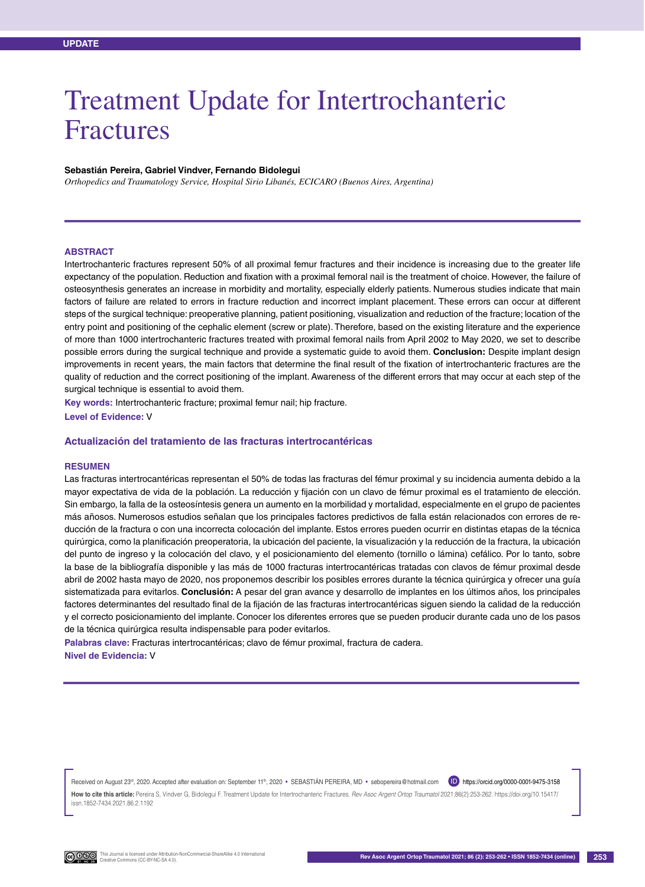UPDATE

# Treatment Update for Intertrochanteric Fractures

**Sebastián Pereira, Gabriel Vindver, Fernando Bidolegui**

*Orthopedics and Traumatology Service, Hospital Sirio Libanés, ECICARO (Buenos Aires, Argentina)*

## ABSTRACT

Intertrochanteric fractures represent 50% of all proximal femur fractures and their incidence is increasing due to the greater life expectancy of the population. Reduction and fixation with a proximal femoral nail is the treatment of choice. However, the failure of osteosynthesis generates an increase in morbidity and mortality, especially elderly patients. Numerous studies indicate that main factors of failure are related to errors in fracture reduction and incorrect implant placement. These errors can occur at different steps of the surgical technique: preoperative planning, patient positioning, visualization and reduction of the fracture; location of the entry point and positioning of the cephalic element (screw or plate). Therefore, based on the existing literature and the experience of more than 1000 intertrochanteric fractures treated with proximal femoral nails from April 2002 to May 2020, we set to describe possible errors during the surgical technique and provide a systematic guide to avoid them. **Conclusion:** Despite implant design improvements in recent years, the main factors that determine the final result of the fixation of intertrochanteric fractures are the quality of reduction and the correct positioning of the implant. Awareness of the different errors that may occur at each step of the surgical technique is essential to avoid them.

**Key words:** Intertrochanteric fracture; proximal femur nail; hip fracture.

**Level of Evidence:** V

### Actualización del tratamiento de las fracturas intertrocantéricas

## RESUMEN

Las fracturas intertrocantéricas representan el 50% de todas las fracturas del fémur proximal y su incidencia aumenta debido a la mayor expectativa de vida de la población. La reducción y fijación con un clavo de fémur proximal es el tratamiento de elección. Sin embargo, la falla de la osteosíntesis genera un aumento en la morbilidad y mortalidad, especialmente en el grupo de pacientes más añosos. Numerosos estudios señalan que los principales factores predictivos de falla están relacionados con errores de reducción de la fractura o con una incorrecta colocación del implante. Estos errores pueden ocurrir en distintas etapas de la técnica quirúrgica, como la planificación preoperatoria, la ubicación del paciente, la visualización y la reducción de la fractura, la ubicación del punto de ingreso y la colocación del clavo, y el posicionamiento del elemento (tornillo o lámina) cefálico. Por lo tanto, sobre la base de la bibliografía disponible y las más de 1000 fracturas intertrocantéricas tratadas con clavos de fémur proximal desde abril de 2002 hasta mayo de 2020, nos proponemos describir los posibles errores durante la técnica quirúrgica y ofrecer una guía sistematizada para evitarlos. **Conclusión:** A pesar del gran avance y desarrollo de implantes en los últimos años, los principales factores determinantes del resultado final de la fijación de las fracturas intertrocantéricas siguen siendo la calidad de la reducción y el correcto posicionamiento del implante. Conocer los diferentes errores que se pueden producir durante cada uno de los pasos de la técnica quirúrgica resulta indispensable para poder evitarlos.

**Palabras clave:** Fracturas intertrocantéricas; clavo de fémur proximal, fractura de cadera.

**Nivel de Evidencia:** V

Received on August 23rd, 2020. Accepted after evaluation on: September 11th, 2020 • SEBASTIÁN PEREIRA, MD • sebopereira@hotmail.com https://orcid.org/0000-0001-9475-3158

**How to cite this article:** Pereira S, Vindver G, Bidolegui F. Treatment Update for Intertrochanteric Fractures. *Rev Asoc Argent Ortop Traumatol* 2021;86(2):253-262. https://doi.org/10.15417/issn.1852-7434.2021.86.2.1192

This Journal is licensed under Attribution-NonCommercial-ShareAlike 4.0 International Creative Commons (CC-BY-NC-SA 4.0).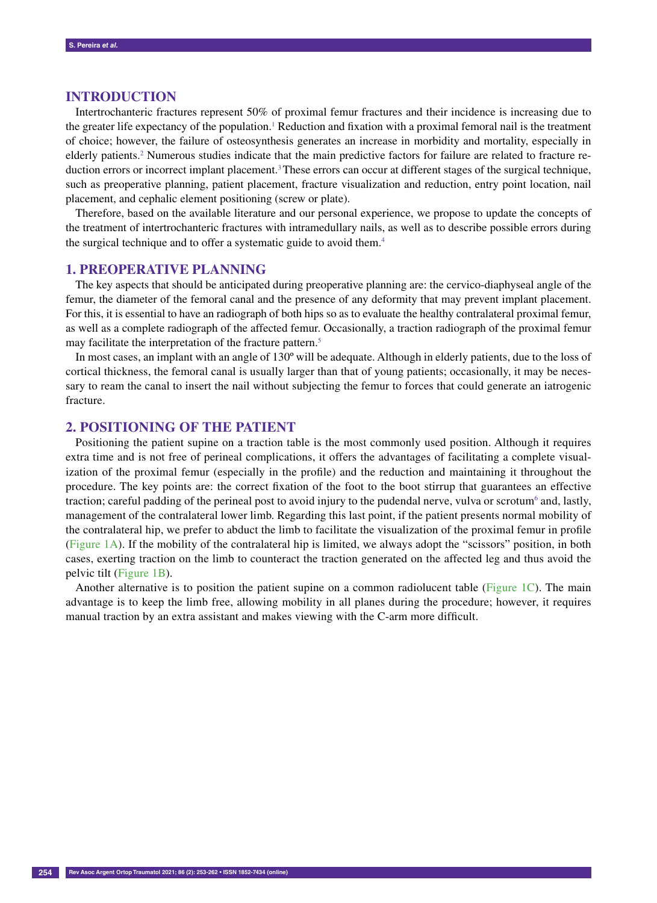## INTRODUCTION

Intertrochanteric fractures represent 50% of proximal femur fractures and their incidence is increasing due to the greater life expectancy of the population.[1] Reduction and fixation with a proximal femoral nail is the treatment of choice; however, the failure of osteosynthesis generates an increase in morbidity and mortality, especially in elderly patients.[2] Numerous studies indicate that the main predictive factors for failure are related to fracture reduction errors or incorrect implant placement.[3] These errors can occur at different stages of the surgical technique, such as preoperative planning, patient placement, fracture visualization and reduction, entry point location, nail placement, and cephalic element positioning (screw or plate).

Therefore, based on the available literature and our personal experience, we propose to update the concepts of the treatment of intertrochanteric fractures with intramedullary nails, as well as to describe possible errors during the surgical technique and to offer a systematic guide to avoid them.[4]

## 1. PREOPERATIVE PLANNING

The key aspects that should be anticipated during preoperative planning are: the cervico-diaphyseal angle of the femur, the diameter of the femoral canal and the presence of any deformity that may prevent implant placement. For this, it is essential to have an radiograph of both hips so as to evaluate the healthy contralateral proximal femur, as well as a complete radiograph of the affected femur. Occasionally, a traction radiograph of the proximal femur may facilitate the interpretation of the fracture pattern.[5]

In most cases, an implant with an angle of 130º will be adequate. Although in elderly patients, due to the loss of cortical thickness, the femoral canal is usually larger than that of young patients; occasionally, it may be necessary to ream the canal to insert the nail without subjecting the femur to forces that could generate an iatrogenic fracture.

## 2. POSITIONING OF THE PATIENT

Positioning the patient supine on a traction table is the most commonly used position. Although it requires extra time and is not free of perineal complications, it offers the advantages of facilitating a complete visualization of the proximal femur (especially in the profile) and the reduction and maintaining it throughout the procedure. The key points are: the correct fixation of the foot to the boot stirrup that guarantees an effective traction; careful padding of the perineal post to avoid injury to the pudendal nerve, vulva or scrotum[6] and, lastly, management of the contralateral lower limb. Regarding this last point, if the patient presents normal mobility of the contralateral hip, we prefer to abduct the limb to facilitate the visualization of the proximal femur in profile (Figure 1A). If the mobility of the contralateral hip is limited, we always adopt the "scissors" position, in both cases, exerting traction on the limb to counteract the traction generated on the affected leg and thus avoid the pelvic tilt (Figure 1B).

Another alternative is to position the patient supine on a common radiolucent table (Figure 1C). The main advantage is to keep the limb free, allowing mobility in all planes during the procedure; however, it requires manual traction by an extra assistant and makes viewing with the C-arm more difficult.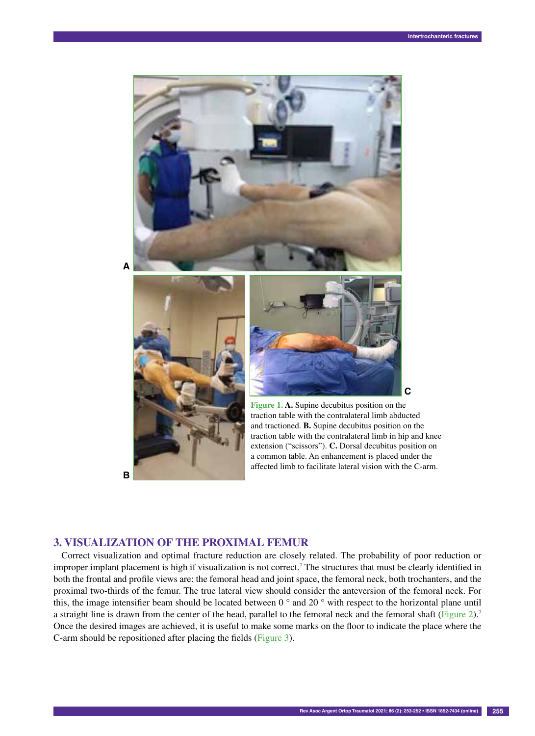Figure 1. **A.** Supine decubitus position on the traction table with the contralateral limb abducted and tractioned. **B.** Supine decubitus position on the traction table with the contralateral limb in hip and knee extension (“scissors”). **C.** Dorsal decubitus position on a common table. An enhancement is placed under the affected limb to facilitate lateral vision with the C-arm.

## 3. VISUALIZATION OF THE PROXIMAL FEMUR

Correct visualization and optimal fracture reduction are closely related. The probability of poor reduction or improper implant placement is high if visualization is not correct.[7] The structures that must be clearly identified in both the frontal and profile views are: the femoral head and joint space, the femoral neck, both trochanters, and the proximal two-thirds of the femur. The true lateral view should consider the anteversion of the femoral neck. For this, the image intensifier beam should be located between 0 ° and 20 ° with respect to the horizontal plane until a straight line is drawn from the center of the head, parallel to the femoral neck and the femoral shaft (Figure 2).[7] Once the desired images are achieved, it is useful to make some marks on the floor to indicate the place where the C-arm should be repositioned after placing the fields (Figure 3).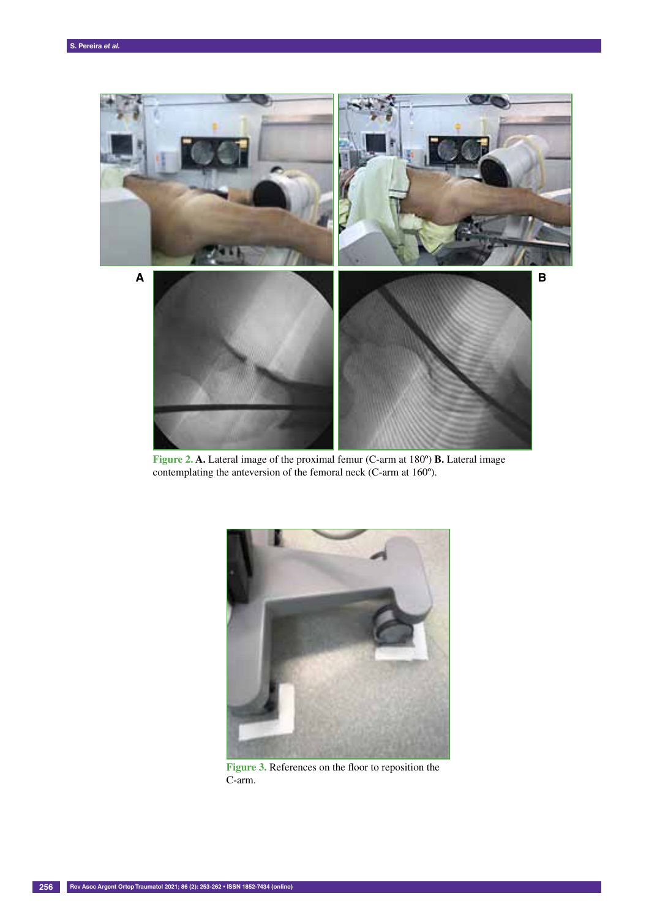A

B

**Figure 2.** **A.** Lateral image of the proximal femur (C-arm at 180º) **B.** Lateral image contemplating the anteversion of the femoral neck (C-arm at 160º).

**Figure 3.** References on the floor to reposition the C-arm.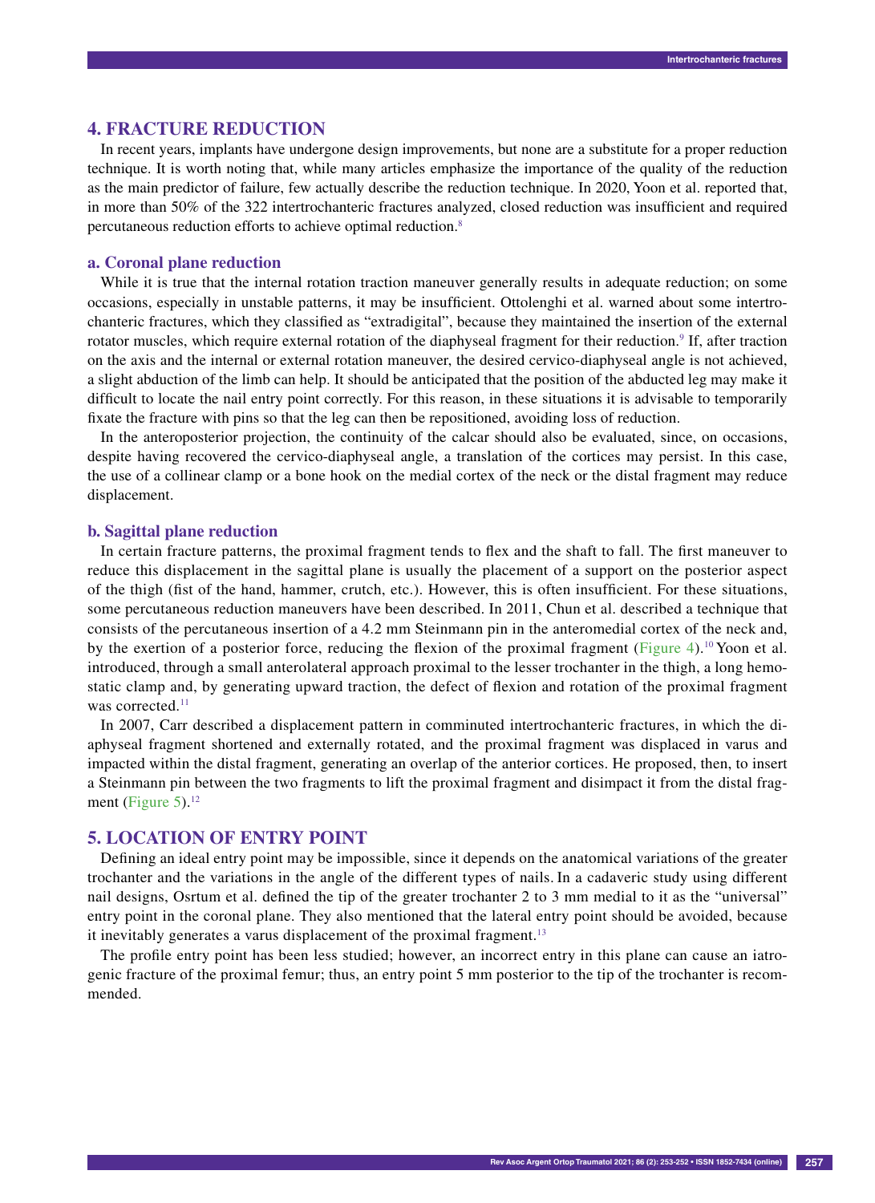## 4. FRACTURE REDUCTION

In recent years, implants have undergone design improvements, but none are a substitute for a proper reduction technique. It is worth noting that, while many articles emphasize the importance of the quality of the reduction as the main predictor of failure, few actually describe the reduction technique. In 2020, Yoon et al. reported that, in more than 50% of the 322 intertrochanteric fractures analyzed, closed reduction was insufficient and required percutaneous reduction efforts to achieve optimal reduction.[8]

### a. Coronal plane reduction

While it is true that the internal rotation traction maneuver generally results in adequate reduction; on some occasions, especially in unstable patterns, it may be insufficient. Ottolenghi et al. warned about some intertrochanteric fractures, which they classified as "extradigital", because they maintained the insertion of the external rotator muscles, which require external rotation of the diaphyseal fragment for their reduction.[9] If, after traction on the axis and the internal or external rotation maneuver, the desired cervico-diaphyseal angle is not achieved, a slight abduction of the limb can help. It should be anticipated that the position of the abducted leg may make it difficult to locate the nail entry point correctly. For this reason, in these situations it is advisable to temporarily fixate the fracture with pins so that the leg can then be repositioned, avoiding loss of reduction.

In the anteroposterior projection, the continuity of the calcar should also be evaluated, since, on occasions, despite having recovered the cervico-diaphyseal angle, a translation of the cortices may persist. In this case, the use of a collinear clamp or a bone hook on the medial cortex of the neck or the distal fragment may reduce displacement.

### b. Sagittal plane reduction

In certain fracture patterns, the proximal fragment tends to flex and the shaft to fall. The first maneuver to reduce this displacement in the sagittal plane is usually the placement of a support on the posterior aspect of the thigh (fist of the hand, hammer, crutch, etc.). However, this is often insufficient. For these situations, some percutaneous reduction maneuvers have been described. In 2011, Chun et al. described a technique that consists of the percutaneous insertion of a 4.2 mm Steinmann pin in the anteromedial cortex of the neck and, by the exertion of a posterior force, reducing the flexion of the proximal fragment (Figure 4).[10] Yoon et al. introduced, through a small anterolateral approach proximal to the lesser trochanter in the thigh, a long hemostatic clamp and, by generating upward traction, the defect of flexion and rotation of the proximal fragment was corrected.[11]

In 2007, Carr described a displacement pattern in comminuted intertrochanteric fractures, in which the diaphyseal fragment shortened and externally rotated, and the proximal fragment was displaced in varus and impacted within the distal fragment, generating an overlap of the anterior cortices. He proposed, then, to insert a Steinmann pin between the two fragments to lift the proximal fragment and disimpact it from the distal fragment (Figure 5).[12]

## 5. LOCATION OF ENTRY POINT

Defining an ideal entry point may be impossible, since it depends on the anatomical variations of the greater trochanter and the variations in the angle of the different types of nails. In a cadaveric study using different nail designs, Osrtum et al. defined the tip of the greater trochanter 2 to 3 mm medial to it as the "universal" entry point in the coronal plane. They also mentioned that the lateral entry point should be avoided, because it inevitably generates a varus displacement of the proximal fragment.[13]

The profile entry point has been less studied; however, an incorrect entry in this plane can cause an iatrogenic fracture of the proximal femur; thus, an entry point 5 mm posterior to the tip of the trochanter is recommended.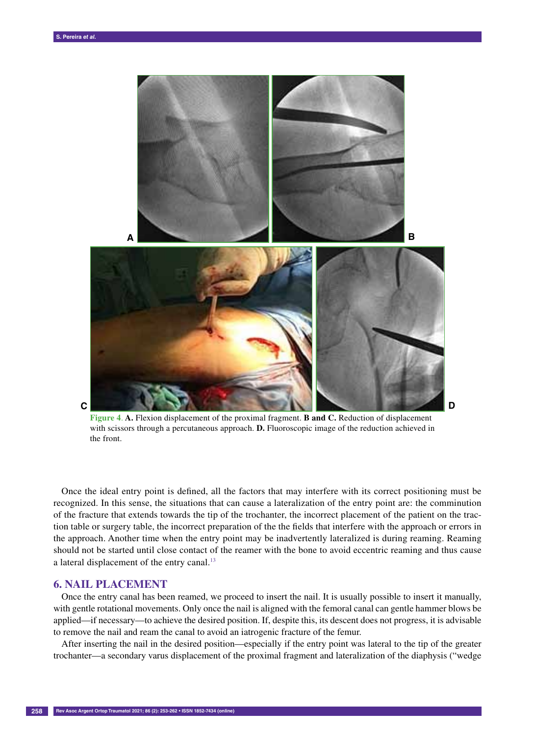**Figure 4**. **A.** Flexion displacement of the proximal fragment. **B and C.** Reduction of displacement with scissors through a percutaneous approach. **D.** Fluoroscopic image of the reduction achieved in the front.

Once the ideal entry point is defined, all the factors that may interfere with its correct positioning must be recognized. In this sense, the situations that can cause a lateralization of the entry point are: the comminution of the fracture that extends towards the tip of the trochanter, the incorrect placement of the patient on the traction table or surgery table, the incorrect preparation of the the fields that interfere with the approach or errors in the approach. Another time when the entry point may be inadvertently lateralized is during reaming. Reaming should not be started until close contact of the reamer with the bone to avoid eccentric reaming and thus cause a lateral displacement of the entry canal.[13]

## 6. NAIL PLACEMENT

Once the entry canal has been reamed, we proceed to insert the nail. It is usually possible to insert it manually, with gentle rotational movements. Only once the nail is aligned with the femoral canal can gentle hammer blows be applied—if necessary—to achieve the desired position. If, despite this, its descent does not progress, it is advisable to remove the nail and ream the canal to avoid an iatrogenic fracture of the femur.

After inserting the nail in the desired position—especially if the entry point was lateral to the tip of the greater trochanter—a secondary varus displacement of the proximal fragment and lateralization of the diaphysis ("wedge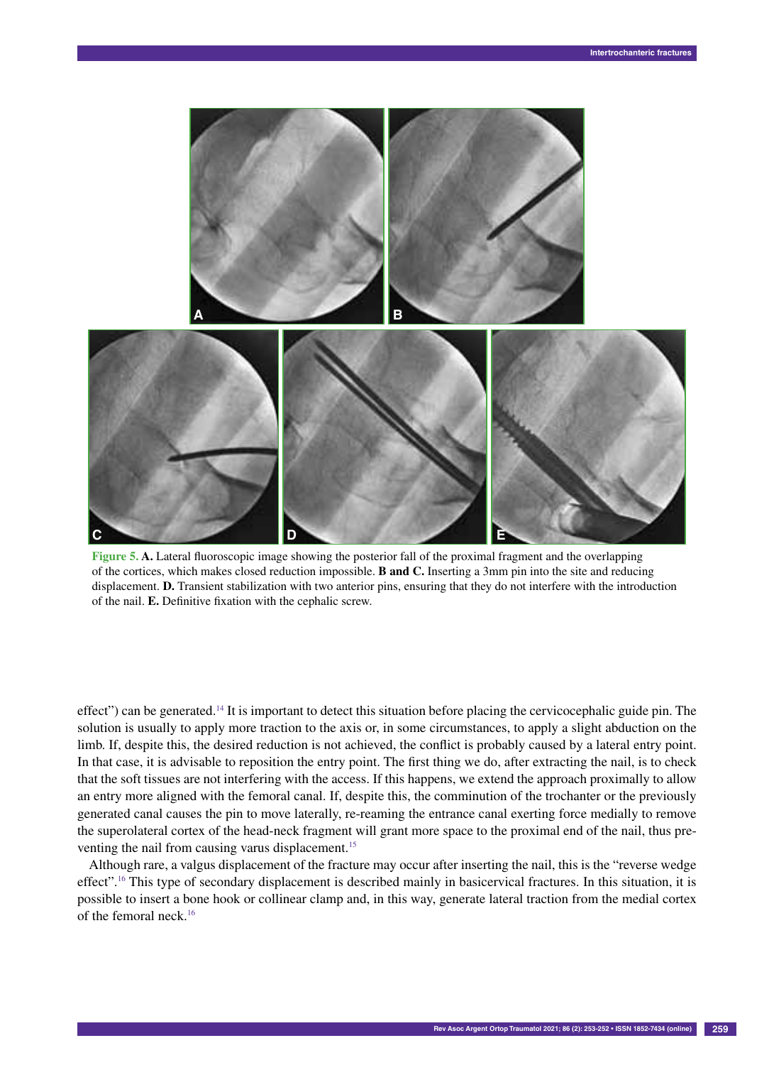**Figure 5. A.** Lateral fluoroscopic image showing the posterior fall of the proximal fragment and the overlapping of the cortices, which makes closed reduction impossible. **B and C.** Inserting a 3mm pin into the site and reducing displacement. **D.** Transient stabilization with two anterior pins, ensuring that they do not interfere with the introduction of the nail. **E.** Definitive fixation with the cephalic screw.

effect") can be generated.[14] It is important to detect this situation before placing the cervicocephalic guide pin. The solution is usually to apply more traction to the axis or, in some circumstances, to apply a slight abduction on the limb. If, despite this, the desired reduction is not achieved, the conflict is probably caused by a lateral entry point. In that case, it is advisable to reposition the entry point. The first thing we do, after extracting the nail, is to check that the soft tissues are not interfering with the access. If this happens, we extend the approach proximally to allow an entry more aligned with the femoral canal. If, despite this, the comminution of the trochanter or the previously generated canal causes the pin to move laterally, re-reaming the entrance canal exerting force medially to remove the superolateral cortex of the head-neck fragment will grant more space to the proximal end of the nail, thus preventing the nail from causing varus displacement.[15]

Although rare, a valgus displacement of the fracture may occur after inserting the nail, this is the "reverse wedge effect".[16] This type of secondary displacement is described mainly in basicervical fractures. In this situation, it is possible to insert a bone hook or collinear clamp and, in this way, generate lateral traction from the medial cortex of the femoral neck.[16]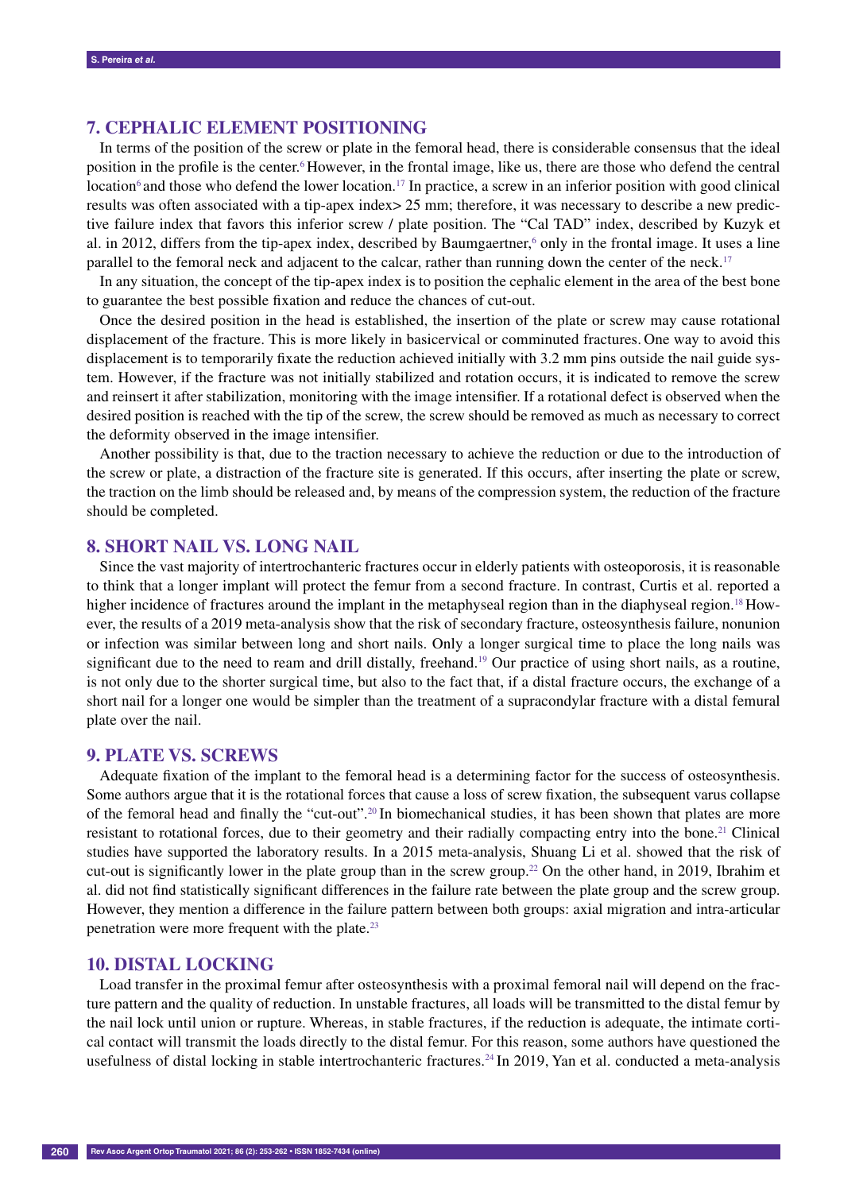## 7. CEPHALIC ELEMENT POSITIONING

In terms of the position of the screw or plate in the femoral head, there is considerable consensus that the ideal position in the profile is the center.[6] However, in the frontal image, like us, there are those who defend the central location[6] and those who defend the lower location.[17] In practice, a screw in an inferior position with good clinical results was often associated with a tip-apex index> 25 mm; therefore, it was necessary to describe a new predictive failure index that favors this inferior screw / plate position. The "Cal TAD" index, described by Kuzyk et al. in 2012, differs from the tip-apex index, described by Baumgaertner,[6] only in the frontal image. It uses a line parallel to the femoral neck and adjacent to the calcar, rather than running down the center of the neck.[17]

In any situation, the concept of the tip-apex index is to position the cephalic element in the area of the best bone to guarantee the best possible fixation and reduce the chances of cut-out.

Once the desired position in the head is established, the insertion of the plate or screw may cause rotational displacement of the fracture. This is more likely in basicervical or comminuted fractures. One way to avoid this displacement is to temporarily fixate the reduction achieved initially with 3.2 mm pins outside the nail guide system. However, if the fracture was not initially stabilized and rotation occurs, it is indicated to remove the screw and reinsert it after stabilization, monitoring with the image intensifier. If a rotational defect is observed when the desired position is reached with the tip of the screw, the screw should be removed as much as necessary to correct the deformity observed in the image intensifier.

Another possibility is that, due to the traction necessary to achieve the reduction or due to the introduction of the screw or plate, a distraction of the fracture site is generated. If this occurs, after inserting the plate or screw, the traction on the limb should be released and, by means of the compression system, the reduction of the fracture should be completed.

## 8. SHORT NAIL VS. LONG NAIL

Since the vast majority of intertrochanteric fractures occur in elderly patients with osteoporosis, it is reasonable to think that a longer implant will protect the femur from a second fracture. In contrast, Curtis et al. reported a higher incidence of fractures around the implant in the metaphyseal region than in the diaphyseal region.[18] However, the results of a 2019 meta-analysis show that the risk of secondary fracture, osteosynthesis failure, nonunion or infection was similar between long and short nails. Only a longer surgical time to place the long nails was significant due to the need to ream and drill distally, freehand.[19] Our practice of using short nails, as a routine, is not only due to the shorter surgical time, but also to the fact that, if a distal fracture occurs, the exchange of a short nail for a longer one would be simpler than the treatment of a supracondylar fracture with a distal femural plate over the nail.

## 9. PLATE VS. SCREWS

Adequate fixation of the implant to the femoral head is a determining factor for the success of osteosynthesis. Some authors argue that it is the rotational forces that cause a loss of screw fixation, the subsequent varus collapse of the femoral head and finally the "cut-out".[20] In biomechanical studies, it has been shown that plates are more resistant to rotational forces, due to their geometry and their radially compacting entry into the bone.[21] Clinical studies have supported the laboratory results. In a 2015 meta-analysis, Shuang Li et al. showed that the risk of cut-out is significantly lower in the plate group than in the screw group.[22] On the other hand, in 2019, Ibrahim et al. did not find statistically significant differences in the failure rate between the plate group and the screw group. However, they mention a difference in the failure pattern between both groups: axial migration and intra-articular penetration were more frequent with the plate.[23]

## 10. DISTAL LOCKING

Load transfer in the proximal femur after osteosynthesis with a proximal femoral nail will depend on the fracture pattern and the quality of reduction. In unstable fractures, all loads will be transmitted to the distal femur by the nail lock until union or rupture. Whereas, in stable fractures, if the reduction is adequate, the intimate cortical contact will transmit the loads directly to the distal femur. For this reason, some authors have questioned the usefulness of distal locking in stable intertrochanteric fractures.[24] In 2019, Yan et al. conducted a meta-analysis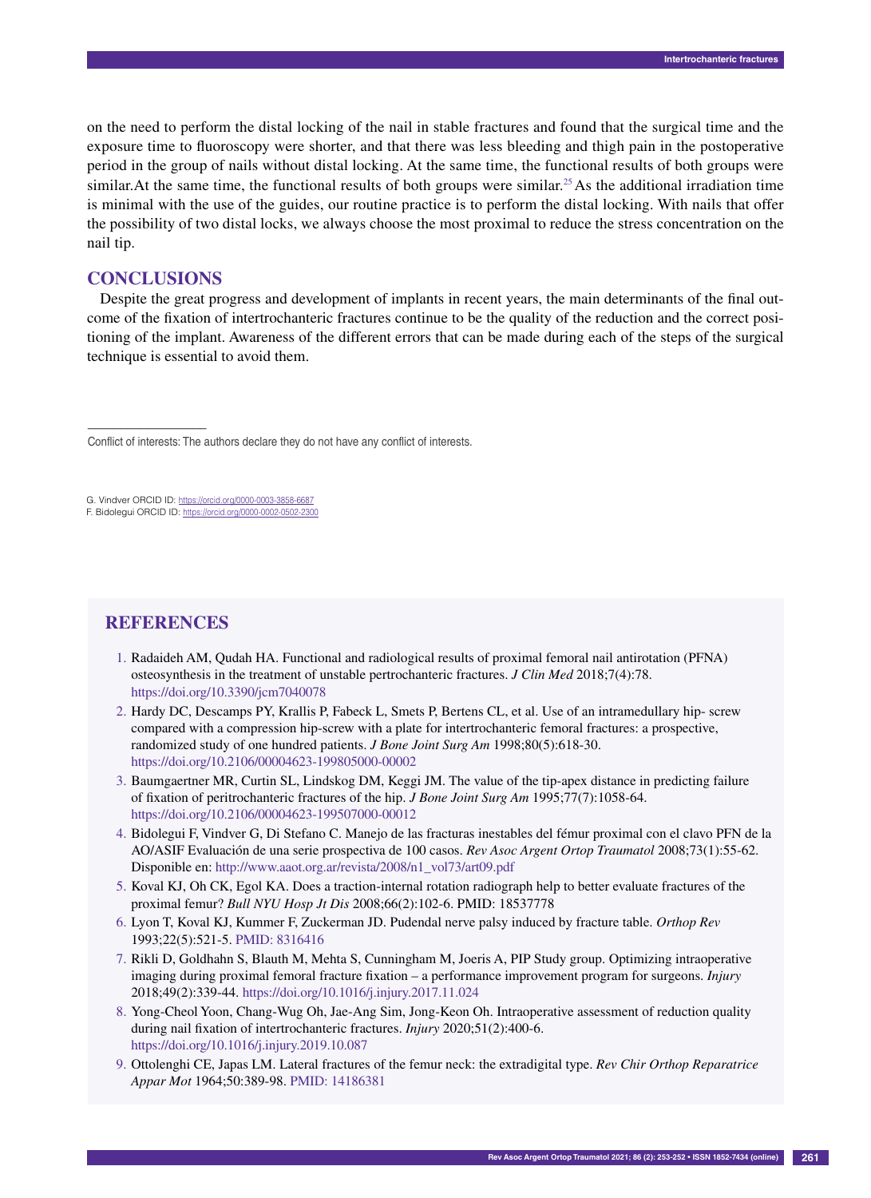on the need to perform the distal locking of the nail in stable fractures and found that the surgical time and the exposure time to fluoroscopy were shorter, and that there was less bleeding and thigh pain in the postoperative period in the group of nails without distal locking. At the same time, the functional results of both groups were similar.At the same time, the functional results of both groups were similar.[25] As the additional irradiation time is minimal with the use of the guides, our routine practice is to perform the distal locking. With nails that offer the possibility of two distal locks, we always choose the most proximal to reduce the stress concentration on the nail tip.

## CONCLUSIONS

Despite the great progress and development of implants in recent years, the main determinants of the final outcome of the fixation of intertrochanteric fractures continue to be the quality of the reduction and the correct positioning of the implant. Awareness of the different errors that can be made during each of the steps of the surgical technique is essential to avoid them.

---

Conflict of interests: The authors declare they do not have any conflict of interests.

G. Vindver ORCID ID: https://orcid.org/0000-0003-3858-6687
F. Bidolegui ORCID ID: https://orcid.org/0000-0002-0502-2300

## REFERENCES

1. Radaideh AM, Qudah HA. Functional and radiological results of proximal femoral nail antirotation (PFNA) osteosynthesis in the treatment of unstable pertrochanteric fractures. *J Clin Med* 2018;7(4):78. https://doi.org/10.3390/jcm7040078
2. Hardy DC, Descamps PY, Krallis P, Fabeck L, Smets P, Bertens CL, et al. Use of an intramedullary hip- screw compared with a compression hip-screw with a plate for intertrochanteric femoral fractures: a prospective, randomized study of one hundred patients. *J Bone Joint Surg Am* 1998;80(5):618-30. https://doi.org/10.2106/00004623-199805000-00002
3. Baumgaertner MR, Curtin SL, Lindskog DM, Keggi JM. The value of the tip-apex distance in predicting failure of fixation of peritrochanteric fractures of the hip. *J Bone Joint Surg Am* 1995;77(7):1058-64. https://doi.org/10.2106/00004623-199507000-00012
4. Bidolegui F, Vindver G, Di Stefano C. Manejo de las fracturas inestables del fémur proximal con el clavo PFN de la AO/ASIF Evaluación de una serie prospectiva de 100 casos. *Rev Asoc Argent Ortop Traumatol* 2008;73(1):55-62. Disponible en: http://www.aaot.org.ar/revista/2008/n1_vol73/art09.pdf
5. Koval KJ, Oh CK, Egol KA. Does a traction-internal rotation radiograph help to better evaluate fractures of the proximal femur? *Bull NYU Hosp Jt Dis* 2008;66(2):102-6. PMID: 18537778
6. Lyon T, Koval KJ, Kummer F, Zuckerman JD. Pudendal nerve palsy induced by fracture table. *Orthop Rev* 1993;22(5):521-5. PMID: 8316416
7. Rikli D, Goldhahn S, Blauth M, Mehta S, Cunningham M, Joeris A, PIP Study group. Optimizing intraoperative imaging during proximal femoral fracture fixation – a performance improvement program for surgeons. *Injury* 2018;49(2):339-44. https://doi.org/10.1016/j.injury.2017.11.024
8. Yong-Cheol Yoon, Chang-Wug Oh, Jae-Ang Sim, Jong-Keon Oh. Intraoperative assessment of reduction quality during nail fixation of intertrochanteric fractures. *Injury* 2020;51(2):400-6. https://doi.org/10.1016/j.injury.2019.10.087
9. Ottolenghi CE, Japas LM. Lateral fractures of the femur neck: the extradigital type. *Rev Chir Orthop Reparatrice Appar Mot* 1964;50:389-98. PMID: 14186381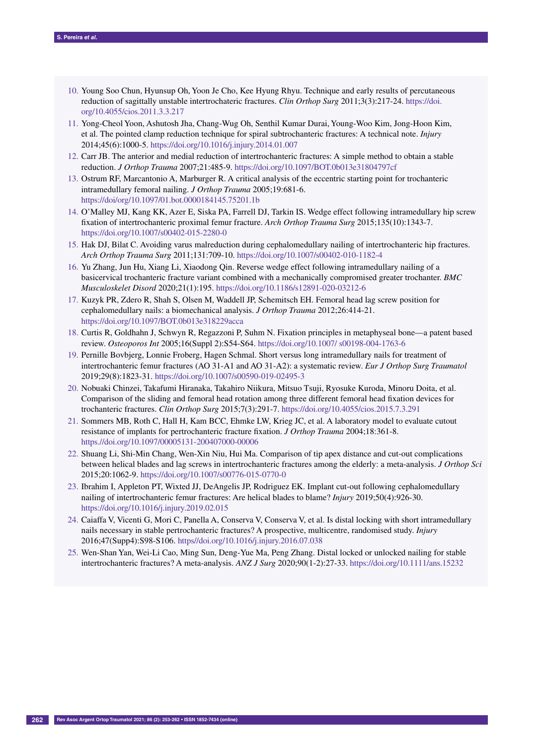10. Young Soo Chun, Hyunsup Oh, Yoon Je Cho, Kee Hyung Rhyu. Technique and early results of percutaneous reduction of sagittally unstable intertrochateric fractures. *Clin Orthop Surg* 2011;3(3):217-24. https://doi.org/10.4055/cios.2011.3.3.217
11. Yong-Cheol Yoon, Ashutosh Jha, Chang-Wug Oh, Senthil Kumar Durai, Young-Woo Kim, Jong-Hoon Kim, et al. The pointed clamp reduction technique for spiral subtrochanteric fractures: A technical note. *Injury* 2014;45(6):1000-5. https://doi.org/10.1016/j.injury.2014.01.007
12. Carr JB. The anterior and medial reduction of intertrochanteric fractures: A simple method to obtain a stable reduction. *J Orthop Trauma* 2007;21:485-9. https://doi.org/10.1097/BOT.0b013e31804797cf
13. Ostrum RF, Marcantonio A, Marburger R. A critical analysis of the eccentric starting point for trochanteric intramedullary femoral nailing. *J Orthop Trauma* 2005;19:681-6. https://doi/org/10.1097/01.bot.0000184145.75201.1b
14. O'Malley MJ, Kang KK, Azer E, Siska PA, Farrell DJ, Tarkin IS. Wedge effect following intramedullary hip screw fixation of intertrochanteric proximal femur fracture. *Arch Orthop Trauma Surg* 2015;135(10):1343-7. https://doi.org/10.1007/s00402-015-2280-0
15. Hak DJ, Bilat C. Avoiding varus malreduction during cephalomedullary nailing of intertrochanteric hip fractures. *Arch Orthop Trauma Surg* 2011;131:709-10. https://doi.org/10.1007/s00402-010-1182-4
16. Yu Zhang, Jun Hu, Xiang Li, Xiaodong Qin. Reverse wedge effect following intramedullary nailing of a basicervical trochanteric fracture variant combined with a mechanically compromised greater trochanter. *BMC Musculoskelet Disord* 2020;21(1):195. https://doi.org/10.1186/s12891-020-03212-6
17. Kuzyk PR, Zdero R, Shah S, Olsen M, Waddell JP, Schemitsch EH. Femoral head lag screw position for cephalomedullary nails: a biomechanical analysis. *J Orthop Trauma* 2012;26:414-21. https://doi.org/10.1097/BOT.0b013e318229acca
18. Curtis R, Goldhahn J, Schwyn R, Regazzoni P, Suhm N. Fixation principles in metaphyseal bone—a patent based review. *Osteoporos Int* 2005;16(Suppl 2):S54-S64. https://doi.org/10.1007/ s00198-004-1763-6
19. Pernille Bovbjerg, Lonnie Froberg, Hagen Schmal. Short versus long intramedullary nails for treatment of intertrochanteric femur fractures (AO 31-A1 and AO 31-A2): a systematic review. *Eur J Orthop Surg Traumatol* 2019;29(8):1823-31. https://doi.org/10.1007/s00590-019-02495-3
20. Nobuaki Chinzei, Takafumi Hiranaka, Takahiro Niikura, Mitsuo Tsuji, Ryosuke Kuroda, Minoru Doita, et al. Comparison of the sliding and femoral head rotation among three different femoral head fixation devices for trochanteric fractures. *Clin Orthop Surg* 2015;7(3):291-7. https://doi.org/10.4055/cios.2015.7.3.291
21. Sommers MB, Roth C, Hall H, Kam BCC, Ehmke LW, Krieg JC, et al. A laboratory model to evaluate cutout resistance of implants for pertrochanteric fracture fixation. *J Orthop Trauma* 2004;18:361-8. https://doi.org/10.1097/00005131-200407000-00006
22. Shuang Li, Shi-Min Chang, Wen-Xin Niu, Hui Ma. Comparison of tip apex distance and cut-out complications between helical blades and lag screws in intertrochanteric fractures among the elderly: a meta-analysis. *J Orthop Sci* 2015;20:1062-9. https://doi.org/10.1007/s00776-015-0770-0
23. Ibrahim I, Appleton PT, Wixted JJ, DeAngelis JP, Rodriguez EK. Implant cut-out following cephalomedullary nailing of intertrochanteric femur fractures: Are helical blades to blame? *Injury* 2019;50(4):926-30. https://doi.org/10.1016/j.injury.2019.02.015
24. Caiaffa V, Vicenti G, Mori C, Panella A, Conserva V, Conserva V, et al. Is distal locking with short intramedullary nails necessary in stable pertrochanteric fractures? A prospective, multicentre, randomised study. *Injury* 2016;47(Supp4):S98-S106. https//doi.org/10.1016/j.injury.2016.07.038
25. Wen-Shan Yan, Wei-Li Cao, Ming Sun, Deng-Yue Ma, Peng Zhang. Distal locked or unlocked nailing for stable intertrochanteric fractures? A meta-analysis. *ANZ J Surg* 2020;90(1-2):27-33. https://doi.org/10.1111/ans.15232